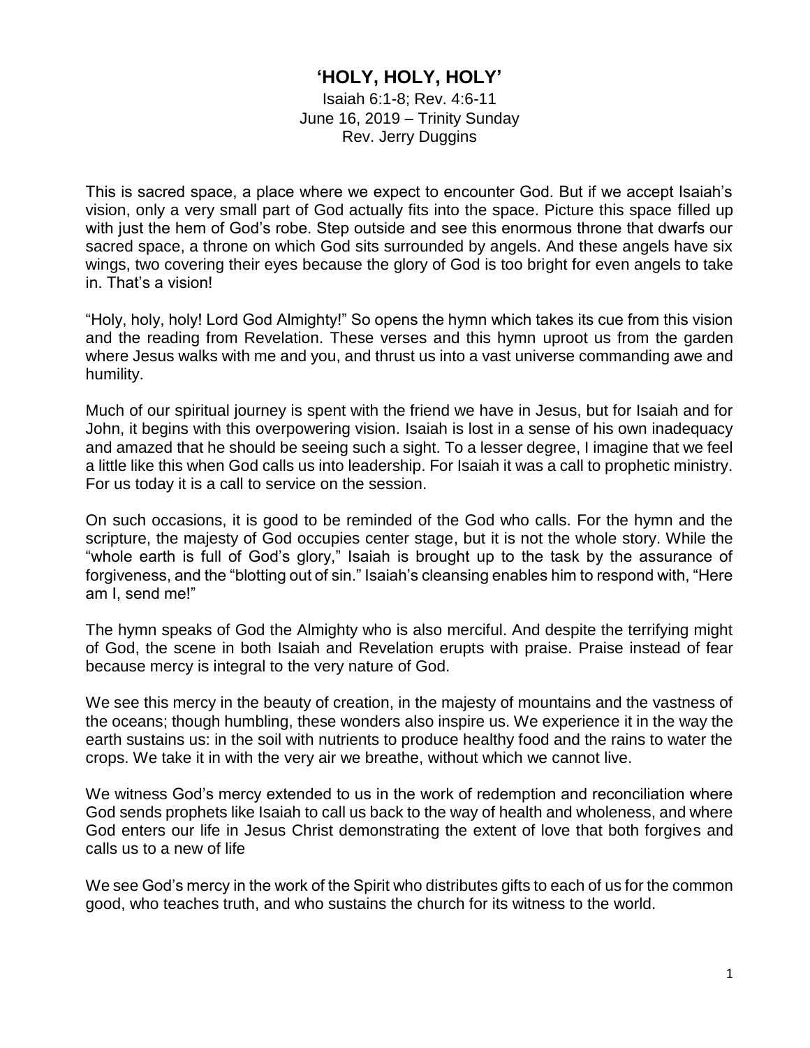# 'HOLY, HOLY, HOLY'

Isaiah 6:1-8; Rev. 4:6-11
June 16, 2019 – Trinity Sunday
Rev. Jerry Duggins

This is sacred space, a place where we expect to encounter God. But if we accept Isaiah's vision, only a very small part of God actually fits into the space. Picture this space filled up with just the hem of God's robe. Step outside and see this enormous throne that dwarfs our sacred space, a throne on which God sits surrounded by angels. And these angels have six wings, two covering their eyes because the glory of God is too bright for even angels to take in. That's a vision!

"Holy, holy, holy! Lord God Almighty!" So opens the hymn which takes its cue from this vision and the reading from Revelation. These verses and this hymn uproot us from the garden where Jesus walks with me and you, and thrust us into a vast universe commanding awe and humility.

Much of our spiritual journey is spent with the friend we have in Jesus, but for Isaiah and for John, it begins with this overpowering vision. Isaiah is lost in a sense of his own inadequacy and amazed that he should be seeing such a sight. To a lesser degree, I imagine that we feel a little like this when God calls us into leadership. For Isaiah it was a call to prophetic ministry. For us today it is a call to service on the session.

On such occasions, it is good to be reminded of the God who calls. For the hymn and the scripture, the majesty of God occupies center stage, but it is not the whole story. While the "whole earth is full of God's glory," Isaiah is brought up to the task by the assurance of forgiveness, and the "blotting out of sin." Isaiah's cleansing enables him to respond with, "Here am I, send me!"

The hymn speaks of God the Almighty who is also merciful. And despite the terrifying might of God, the scene in both Isaiah and Revelation erupts with praise. Praise instead of fear because mercy is integral to the very nature of God.

We see this mercy in the beauty of creation, in the majesty of mountains and the vastness of the oceans; though humbling, these wonders also inspire us. We experience it in the way the earth sustains us: in the soil with nutrients to produce healthy food and the rains to water the crops. We take it in with the very air we breathe, without which we cannot live.

We witness God's mercy extended to us in the work of redemption and reconciliation where God sends prophets like Isaiah to call us back to the way of health and wholeness, and where God enters our life in Jesus Christ demonstrating the extent of love that both forgives and calls us to a new of life

We see God's mercy in the work of the Spirit who distributes gifts to each of us for the common good, who teaches truth, and who sustains the church for its witness to the world.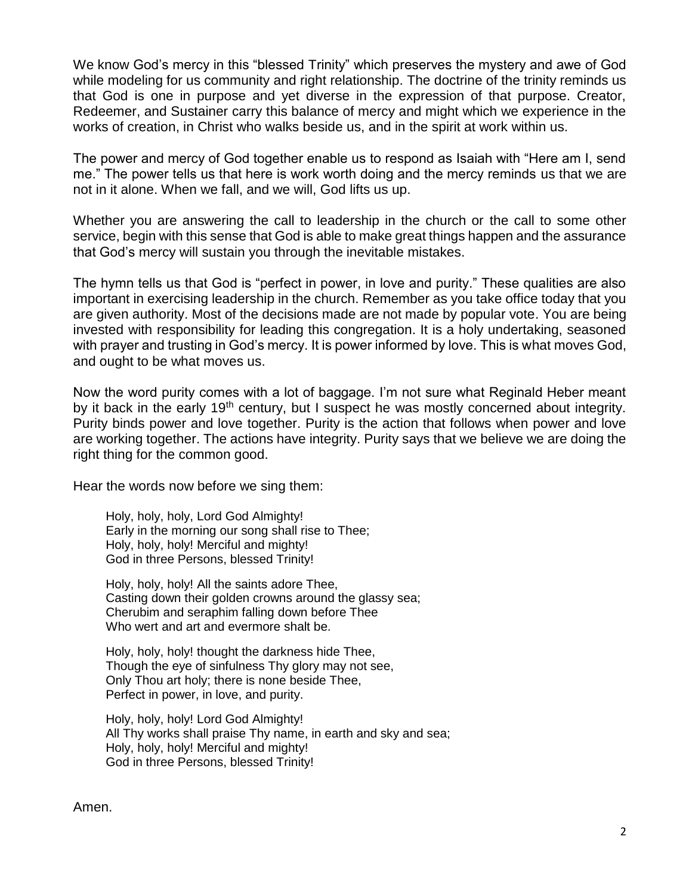We know God's mercy in this "blessed Trinity" which preserves the mystery and awe of God while modeling for us community and right relationship. The doctrine of the trinity reminds us that God is one in purpose and yet diverse in the expression of that purpose. Creator, Redeemer, and Sustainer carry this balance of mercy and might which we experience in the works of creation, in Christ who walks beside us, and in the spirit at work within us.

The power and mercy of God together enable us to respond as Isaiah with "Here am I, send me." The power tells us that here is work worth doing and the mercy reminds us that we are not in it alone. When we fall, and we will, God lifts us up.

Whether you are answering the call to leadership in the church or the call to some other service, begin with this sense that God is able to make great things happen and the assurance that God's mercy will sustain you through the inevitable mistakes.

The hymn tells us that God is "perfect in power, in love and purity." These qualities are also important in exercising leadership in the church. Remember as you take office today that you are given authority. Most of the decisions made are not made by popular vote. You are being invested with responsibility for leading this congregation. It is a holy undertaking, seasoned with prayer and trusting in God's mercy. It is power informed by love. This is what moves God, and ought to be what moves us.

Now the word purity comes with a lot of baggage. I'm not sure what Reginald Heber meant by it back in the early 19th century, but I suspect he was mostly concerned about integrity. Purity binds power and love together. Purity is the action that follows when power and love are working together. The actions have integrity. Purity says that we believe we are doing the right thing for the common good.

Hear the words now before we sing them:

> Holy, holy, holy, Lord God Almighty!
> Early in the morning our song shall rise to Thee;
> Holy, holy, holy! Merciful and mighty!
> God in three Persons, blessed Trinity!
>
> Holy, holy, holy! All the saints adore Thee,
> Casting down their golden crowns around the glassy sea;
> Cherubim and seraphim falling down before Thee
> Who wert and art and evermore shalt be.
>
> Holy, holy, holy! thought the darkness hide Thee,
> Though the eye of sinfulness Thy glory may not see,
> Only Thou art holy; there is none beside Thee,
> Perfect in power, in love, and purity.
>
> Holy, holy, holy! Lord God Almighty!
> All Thy works shall praise Thy name, in earth and sky and sea;
> Holy, holy, holy! Merciful and mighty!
> God in three Persons, blessed Trinity!

Amen.